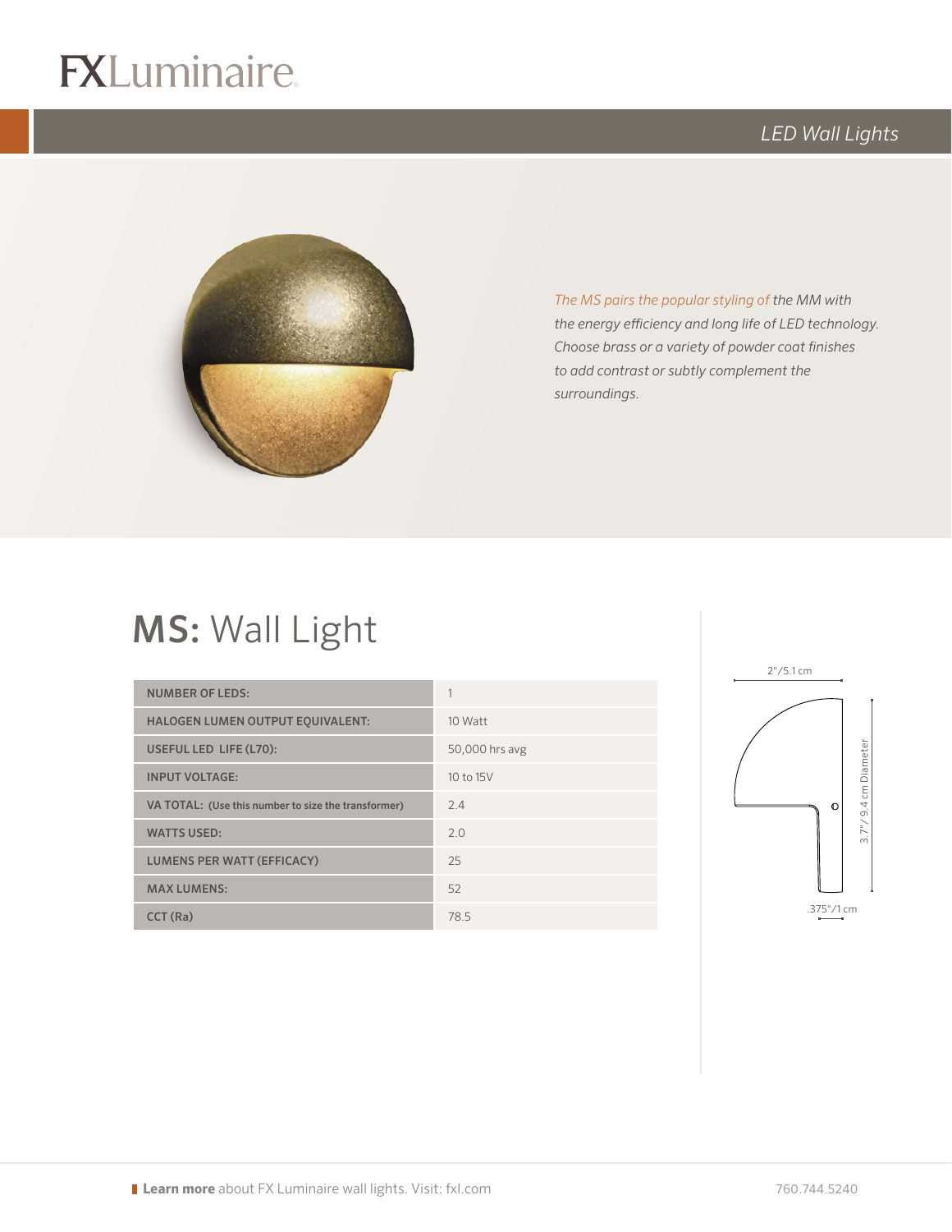# FXLuminaire

*LED Wall Lights*

*The MS pairs the popular styling of the MM with the energy efficiency and long life of LED technology. Choose brass or a variety of powder coat finishes to add contrast or subtly complement the surroundings.*

## MS: Wall Light

| | |
|---|---|
| NUMBER OF LEDS: | 1 |
| HALOGEN LUMEN OUTPUT EQUIVALENT: | 10 Watt |
| USEFUL LED LIFE (L70): | 50,000 hrs avg |
| INPUT VOLTAGE: | 10 to 15V |
| VA TOTAL: (Use this number to size the transformer) | 2.4 |
| WATTS USED: | 2.0 |
| LUMENS PER WATT (EFFICACY) | 25 |
| MAX LUMENS: | 52 |
| CCT (Ra) | 78.5 |

2"/5.1 cm

3.7"/ 9.4 cm Diameter

.375"/1 cm

**Learn more** about FX Luminaire wall lights. Visit: fxl.com

760.744.5240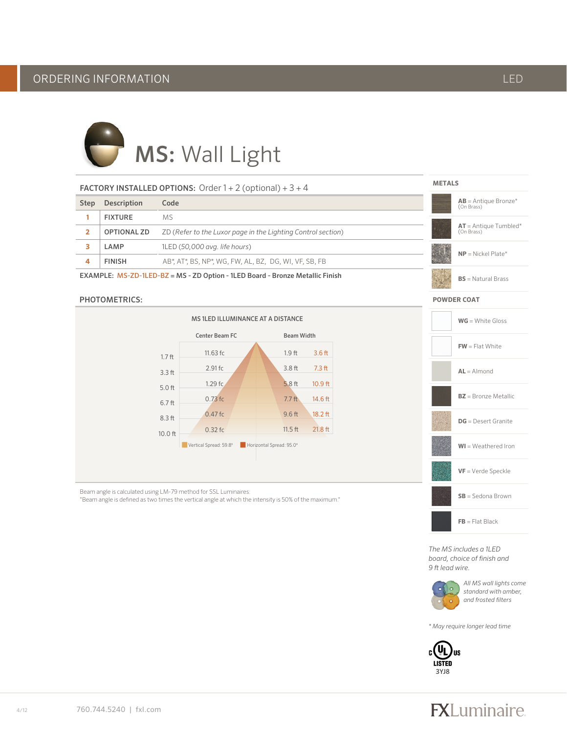ORDERING INFORMATION — LED

# MS: Wall Light

## FACTORY INSTALLED OPTIONS: Order 1 + 2 (optional) + 3 + 4

| Step | Description | Code |
|---|---|---|
| 1 | FIXTURE | MS |
| 2 | OPTIONAL ZD | ZD (*Refer to the Luxor page in the Lighting Control section*) |
| 3 | LAMP | 1LED (*50,000 avg. life hours*) |
| 4 | FINISH | AB*, AT*, BS, NP*, WG, FW, AL, BZ, DG, WI, VF, SB, FB |

**EXAMPLE: MS-ZD-1LED-BZ = MS - ZD Option - 1LED Board - Bronze Metallic Finish**

## PHOTOMETRICS:

MS 1LED ILLUMINANCE AT A DISTANCE

Center Beam FC
Beam Width

1.7 ft — 11.63 fc — 1.9 ft — 3.6 ft
3.3 ft — 2.91 fc — 3.8 ft — 7.3 ft
5.0 ft — 1.29 fc — 5.8 ft — 10.9 ft
6.7 ft — 0.73 fc — 7.7 ft — 14.6 ft
8.3 ft — 0.47 fc — 9.6 ft — 18.2 ft
10.0 ft — 0.32 fc — 11.5 ft — 21.8 ft

Vertical Spread: 59.8°
Horizontal Spread: 95.0°

Beam angle is calculated using LM-79 method for SSL Luminaires:
"Beam angle is defined as two times the vertical angle at which the intensity is 50% of the maximum."

### METALS

- **AB** = Antique Bronze* (On Brass)
- **AT** = Antique Tumbled* (On Brass)
- **NP** = Nickel Plate*
- **BS** = Natural Brass

### POWDER COAT

- **WG** = White Gloss
- **FW** = Flat White
- **AL** = Almond
- **BZ** = Bronze Metallic
- **DG** = Desert Granite
- **WI** = Weathered Iron
- **VF** = Verde Speckle
- **SB** = Sedona Brown
- **FB** = Flat Black

*The MS includes a 1LED board, choice of finish and 9 ft lead wire.*

*All MS wall lights come standard with amber, and frosted filters*

** May require longer lead time*

c UL us LISTED 3YJ8

760.744.5240 | fxl.com

FXLuminaire.